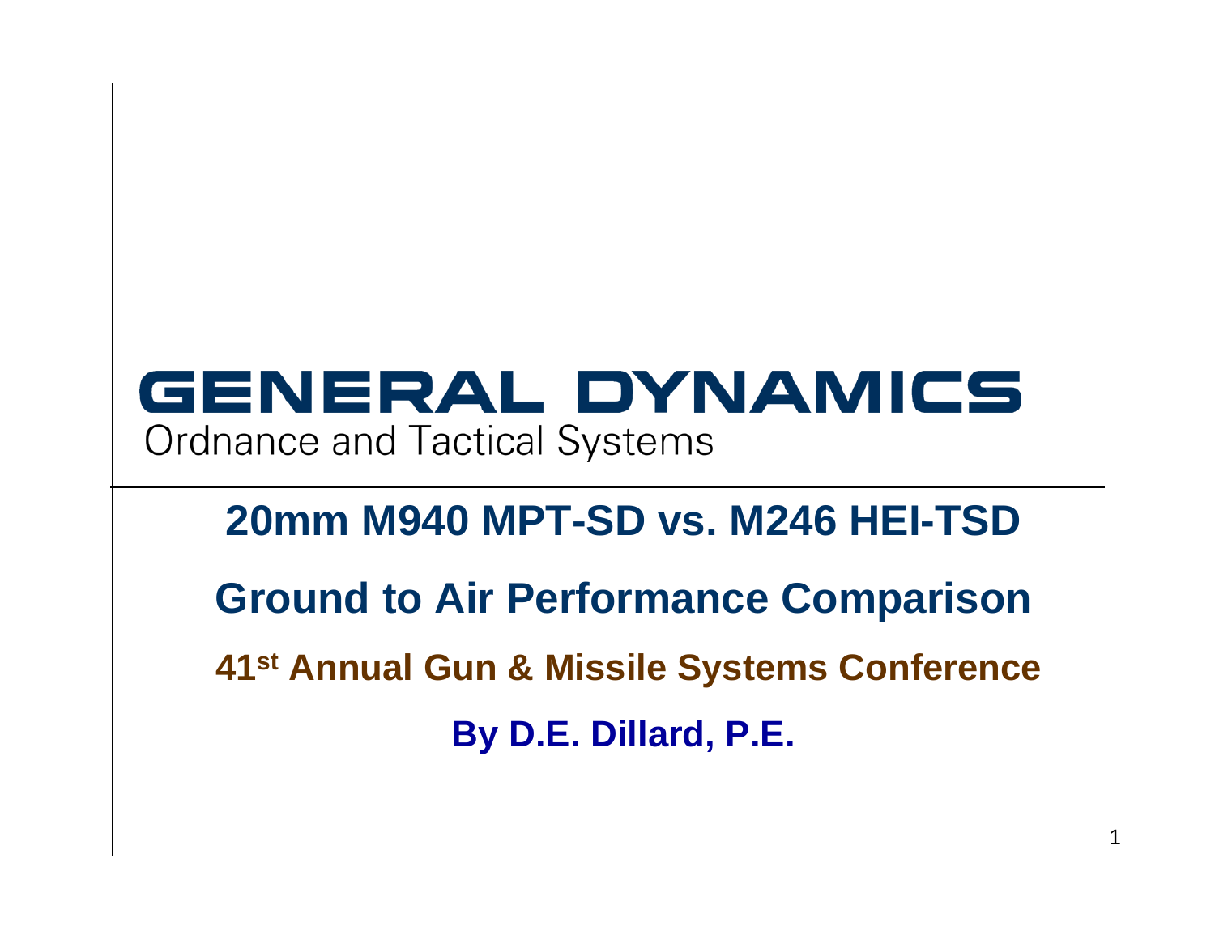GENERAL DYNAMICS

Ordnance and Tactical Systems

# 20mm M940 MPT-SD vs. M246 HEI-TSD

## Ground to Air Performance Comparison

**41st Annual Gun & Missile Systems Conference**

**By D.E. Dillard, P.E.**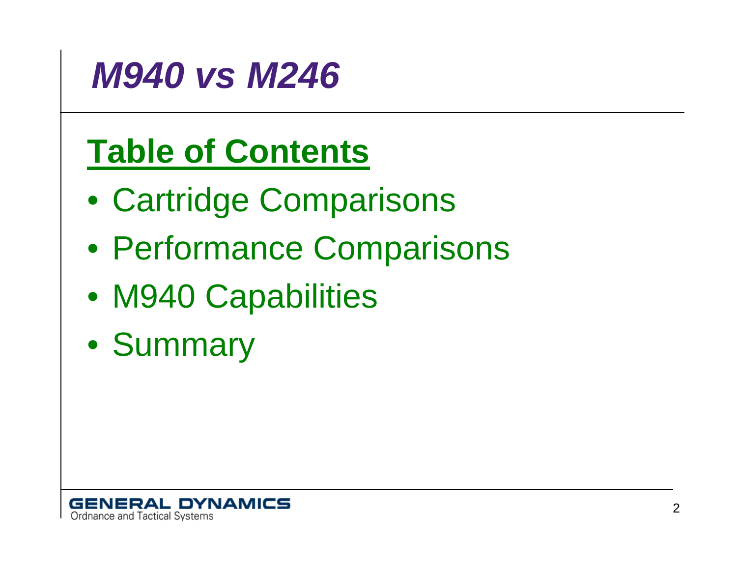# *M940 vs M246*

## Table of Contents

- Cartridge Comparisons
- Performance Comparisons
- M940 Capabilities
- Summary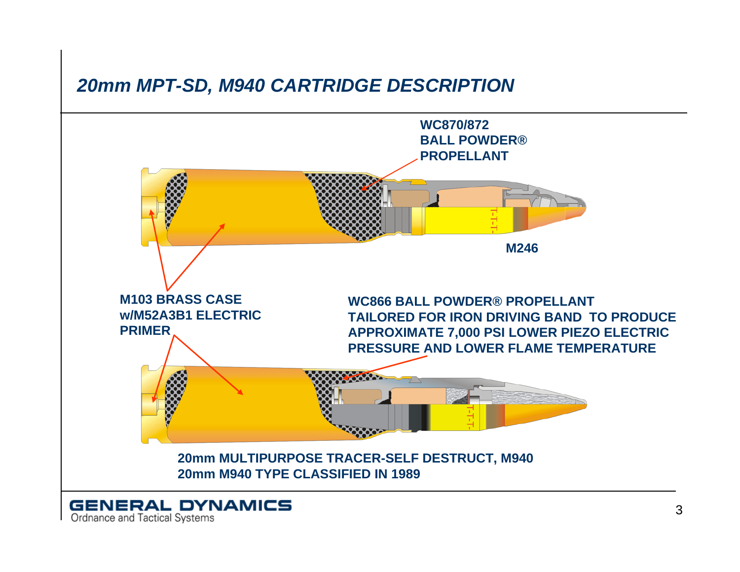## *20mm MPT-SD, M940 CARTRIDGE DESCRIPTION*

**WC870/872 BALL POWDER® PROPELLANT**

**M246**

**M103 BRASS CASE w/M52A3B1 ELECTRIC PRIMER**

**WC866 BALL POWDER® PROPELLANT TAILORED FOR IRON DRIVING BAND TO PRODUCE APPROXIMATE 7,000 PSI LOWER PIEZO ELECTRIC PRESSURE AND LOWER FLAME TEMPERATURE**

**20mm MULTIPURPOSE TRACER-SELF DESTRUCT, M940**

**20mm M940 TYPE CLASSIFIED IN 1989**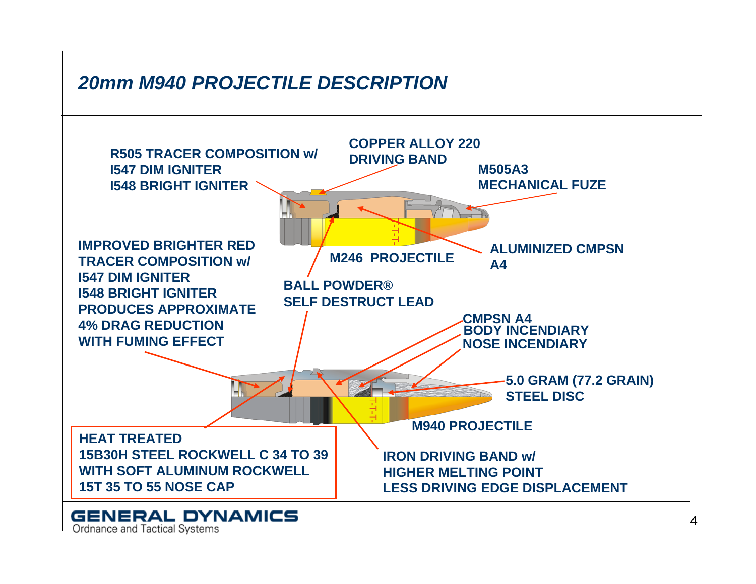# 20mm M940 PROJECTILE DESCRIPTION

R505 TRACER COMPOSITION w/
I547 DIM IGNITER
I548 BRIGHT IGNITER

COPPER ALLOY 220
DRIVING BAND

M505A3
MECHANICAL FUZE

ALUMINIZED CMPSN
A4

M246 PROJECTILE

IMPROVED BRIGHTER RED
TRACER COMPOSITION w/
I547 DIM IGNITER
I548 BRIGHT IGNITER
PRODUCES APPROXIMATE
4% DRAG REDUCTION
WITH FUMING EFFECT

BALL POWDER®
SELF DESTRUCT LEAD

CMPSN A4
BODY INCENDIARY
NOSE INCENDIARY

5.0 GRAM (77.2 GRAIN)
STEEL DISC

M940 PROJECTILE

HEAT TREATED
15B30H STEEL ROCKWELL C 34 TO 39
WITH SOFT ALUMINUM ROCKWELL
15T 35 TO 55 NOSE CAP

IRON DRIVING BAND w/
HIGHER MELTING POINT
LESS DRIVING EDGE DISPLACEMENT

GENERAL DYNAMICS
Ordnance and Tactical Systems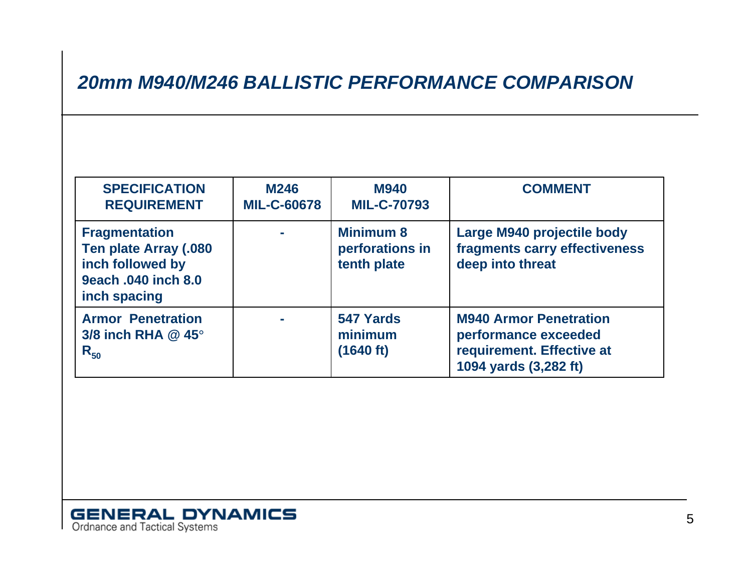# *20mm M940/M246 BALLISTIC PERFORMANCE COMPARISON*

| SPECIFICATION REQUIREMENT | M246 MIL-C-60678 | M940 MIL-C-70793 | COMMENT |
|---|---|---|---|
| Fragmentation Ten plate Array (.080 inch followed by 9each .040 inch 8.0 inch spacing | - | Minimum 8 perforations in tenth plate | Large M940 projectile body fragments carry effectiveness deep into threat |
| Armor Penetration 3/8 inch RHA @ 45° $R_{50}$ | - | 547 Yards minimum (1640 ft) | M940 Armor Penetration performance exceeded requirement. Effective at 1094 yards (3,282 ft) |

GENERAL DYNAMICS
Ordnance and Tactical Systems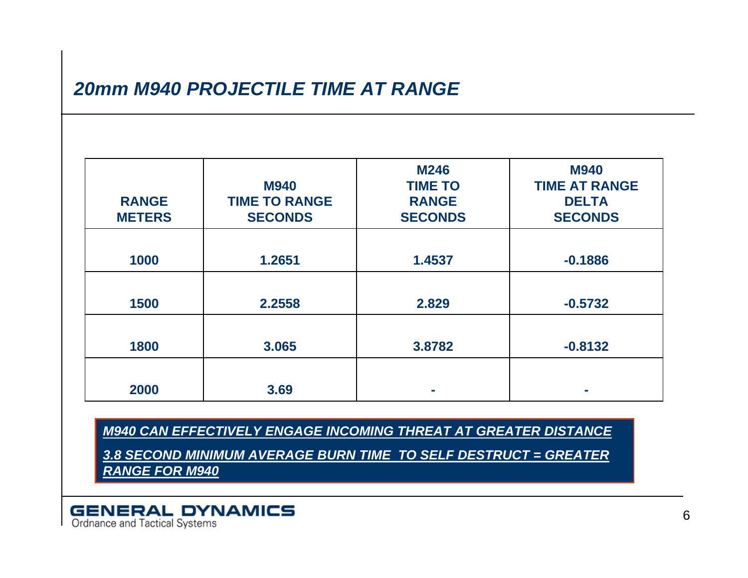## *20mm M940 PROJECTILE TIME AT RANGE*

| RANGE METERS | M940 TIME TO RANGE SECONDS | M246 TIME TO RANGE SECONDS | M940 TIME AT RANGE DELTA SECONDS |
|---|---|---|---|
| 1000 | 1.2651 | 1.4537 | -0.1886 |
| 1500 | 2.2558 | 2.829 | -0.5732 |
| 1800 | 3.065 | 3.8782 | -0.8132 |
| 2000 | 3.69 | - | - |

***M940 CAN EFFECTIVELY ENGAGE INCOMING THREAT AT GREATER DISTANCE***

***3.8 SECOND MINIMUM AVERAGE BURN TIME TO SELF DESTRUCT = GREATER RANGE FOR M940***

GENERAL DYNAMICS
Ordnance and Tactical Systems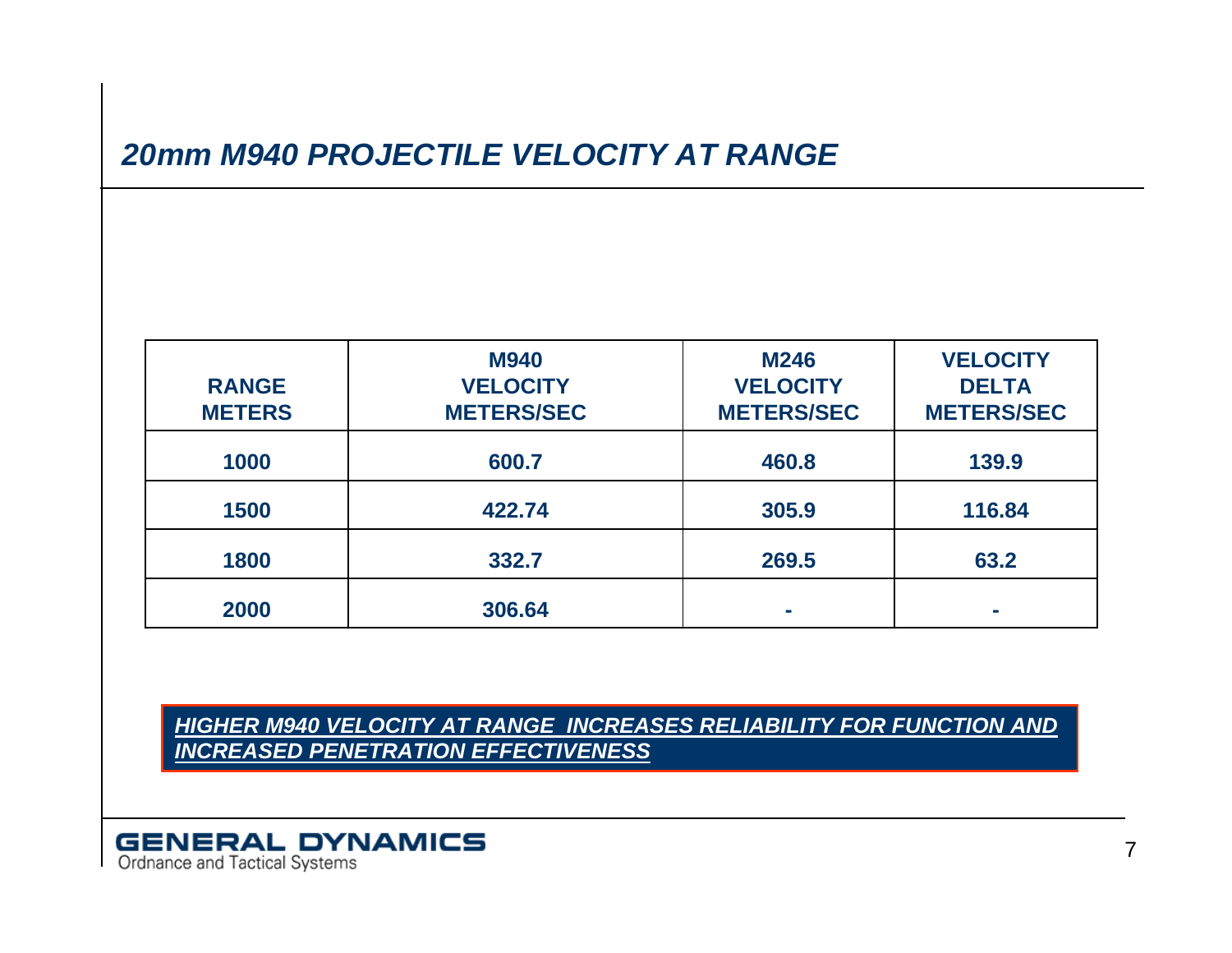## *20mm M940 PROJECTILE VELOCITY AT RANGE*

| RANGE METERS | M940 VELOCITY METERS/SEC | M246 VELOCITY METERS/SEC | VELOCITY DELTA METERS/SEC |
|---|---|---|---|
| 1000 | 600.7 | 460.8 | 139.9 |
| 1500 | 422.74 | 305.9 | 116.84 |
| 1800 | 332.7 | 269.5 | 63.2 |
| 2000 | 306.64 | - | - |

***HIGHER M940 VELOCITY AT RANGE INCREASES RELIABILITY FOR FUNCTION AND INCREASED PENETRATION EFFECTIVENESS***

GENERAL DYNAMICS
Ordnance and Tactical Systems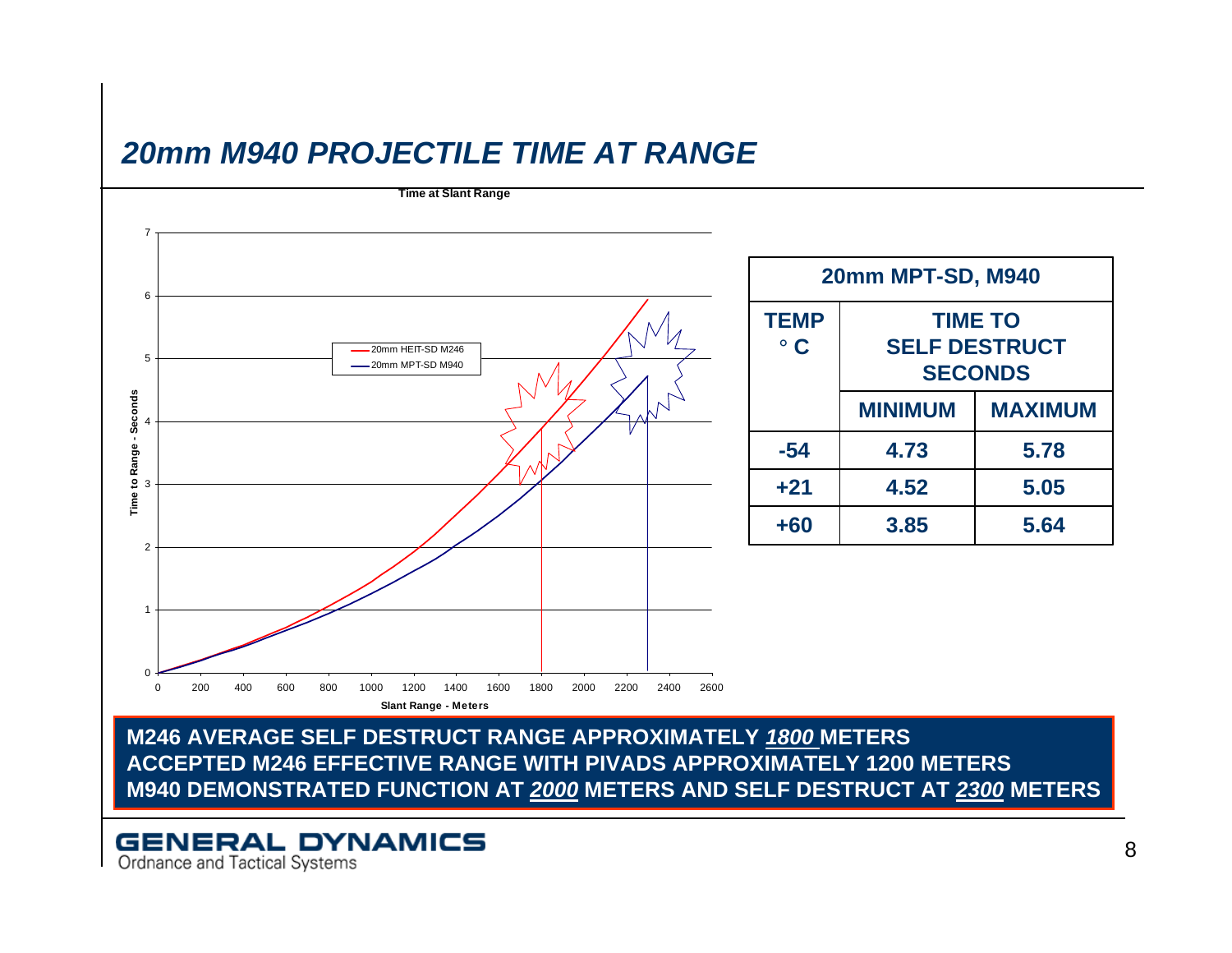## *20mm M940 PROJECTILE TIME AT RANGE*

**Time at Slant Range**

Legend: 20mm HEIT-SD M246; 20mm MPT-SD M940

Y-axis: Time to Range - Seconds (0–7)

X-axis: Slant Range - Meters (0–2600)

| 20mm MPT-SD, M940 | | |
|---|---|---|
| **TEMP ° C** | **TIME TO SELF DESTRUCT SECONDS** | |
| | **MINIMUM** | **MAXIMUM** |
| **-54** | **4.73** | **5.78** |
| **+21** | **4.52** | **5.05** |
| **+60** | **3.85** | **5.64** |

**M246 AVERAGE SELF DESTRUCT RANGE APPROXIMATELY *1800* METERS**
**ACCEPTED M246 EFFECTIVE RANGE WITH PIVADS APPROXIMATELY 1200 METERS**
**M940 DEMONSTRATED FUNCTION AT *2000* METERS AND SELF DESTRUCT AT *2300* METERS**

**GENERAL DYNAMICS**
Ordnance and Tactical Systems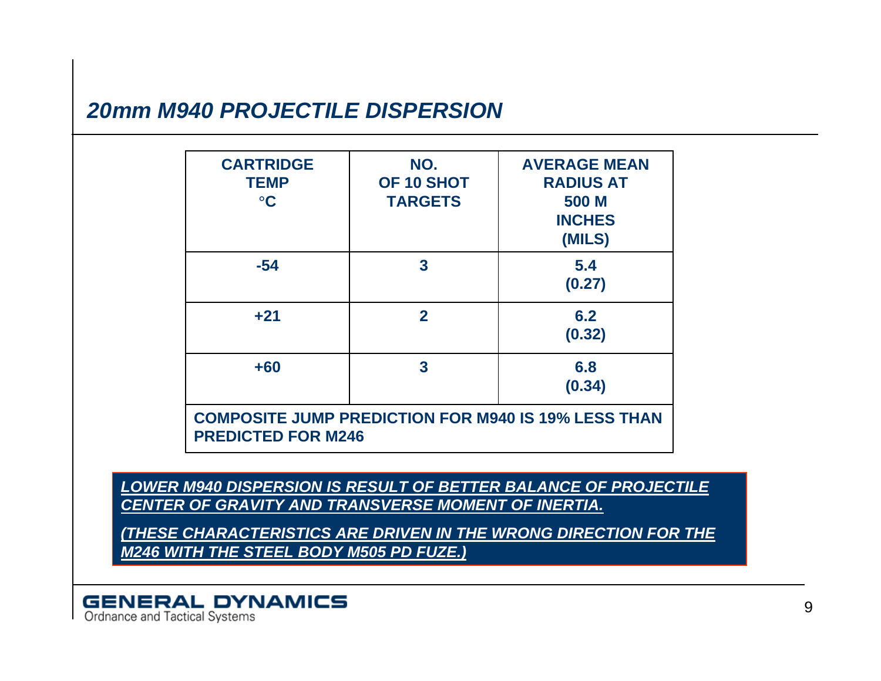## *20mm M940 PROJECTILE DISPERSION*

| CARTRIDGE TEMP °C | NO. OF 10 SHOT TARGETS | AVERAGE MEAN RADIUS AT 500 M INCHES (MILS) |
|---|---|---|
| -54 | 3 | 5.4 (0.27) |
| +21 | 2 | 6.2 (0.32) |
| +60 | 3 | 6.8 (0.34) |
| COMPOSITE JUMP PREDICTION FOR M940 IS 19% LESS THAN PREDICTED FOR M246 | | |

***LOWER M940 DISPERSION IS RESULT OF BETTER BALANCE OF PROJECTILE CENTER OF GRAVITY AND TRANSVERSE MOMENT OF INERTIA.***

***(THESE CHARACTERISTICS ARE DRIVEN IN THE WRONG DIRECTION FOR THE M246 WITH THE STEEL BODY M505 PD FUZE.)***

**GENERAL DYNAMICS**
Ordnance and Tactical Systems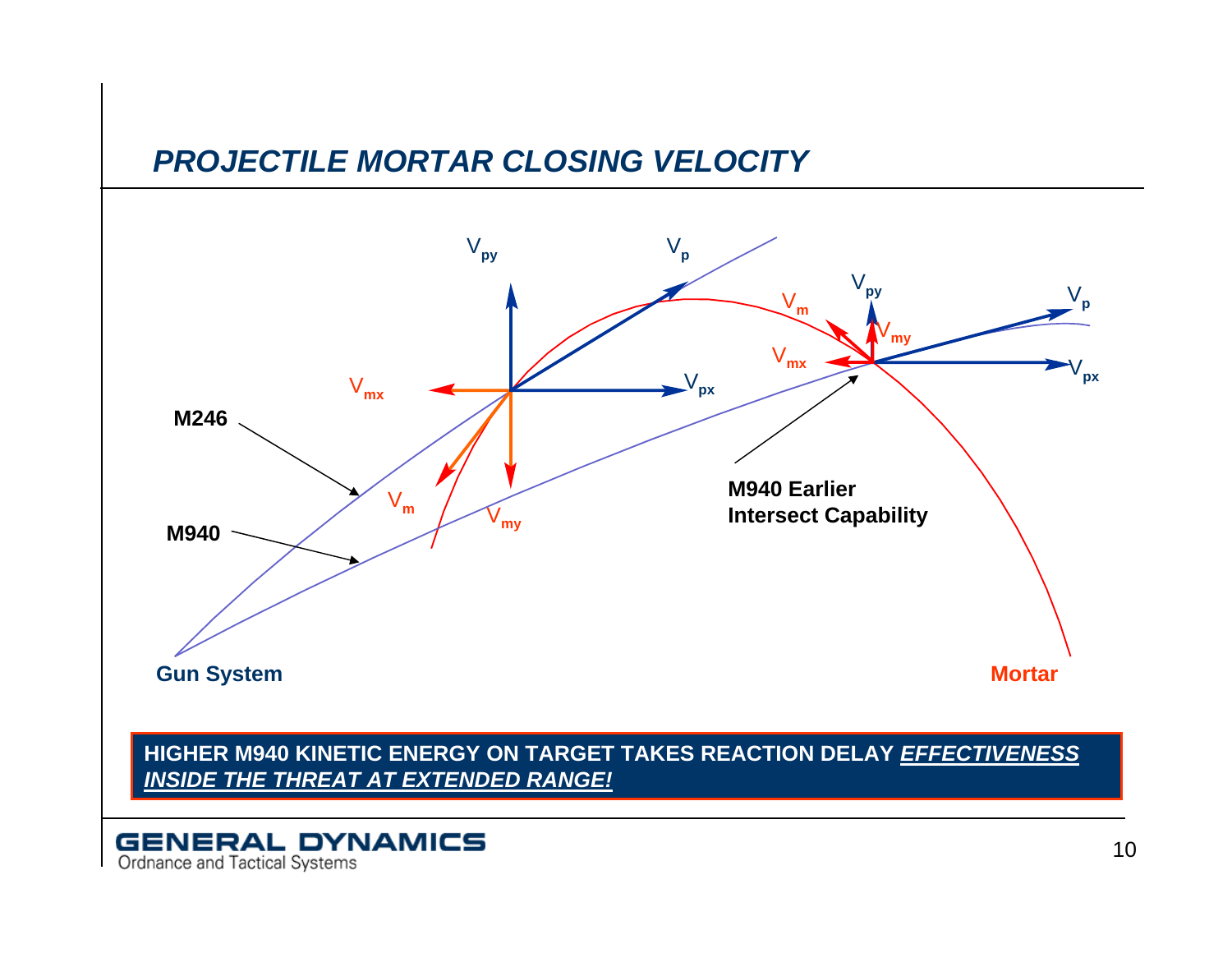# *PROJECTILE MORTAR CLOSING VELOCITY*

$V_{py}$ $V_p$ $V_m$ $V_{py}$ $V_p$ $V_{my}$ $V_{mx}$ $V_{px}$ $V_{mx}$ $V_{px}$

**M246**

**M940**

$V_m$ $V_{my}$

**M940 Earlier Intersect Capability**

**Gun System**

**Mortar**

**HIGHER M940 KINETIC ENERGY ON TARGET TAKES REACTION DELAY *EFFECTIVENESS INSIDE THE THREAT AT EXTENDED RANGE!***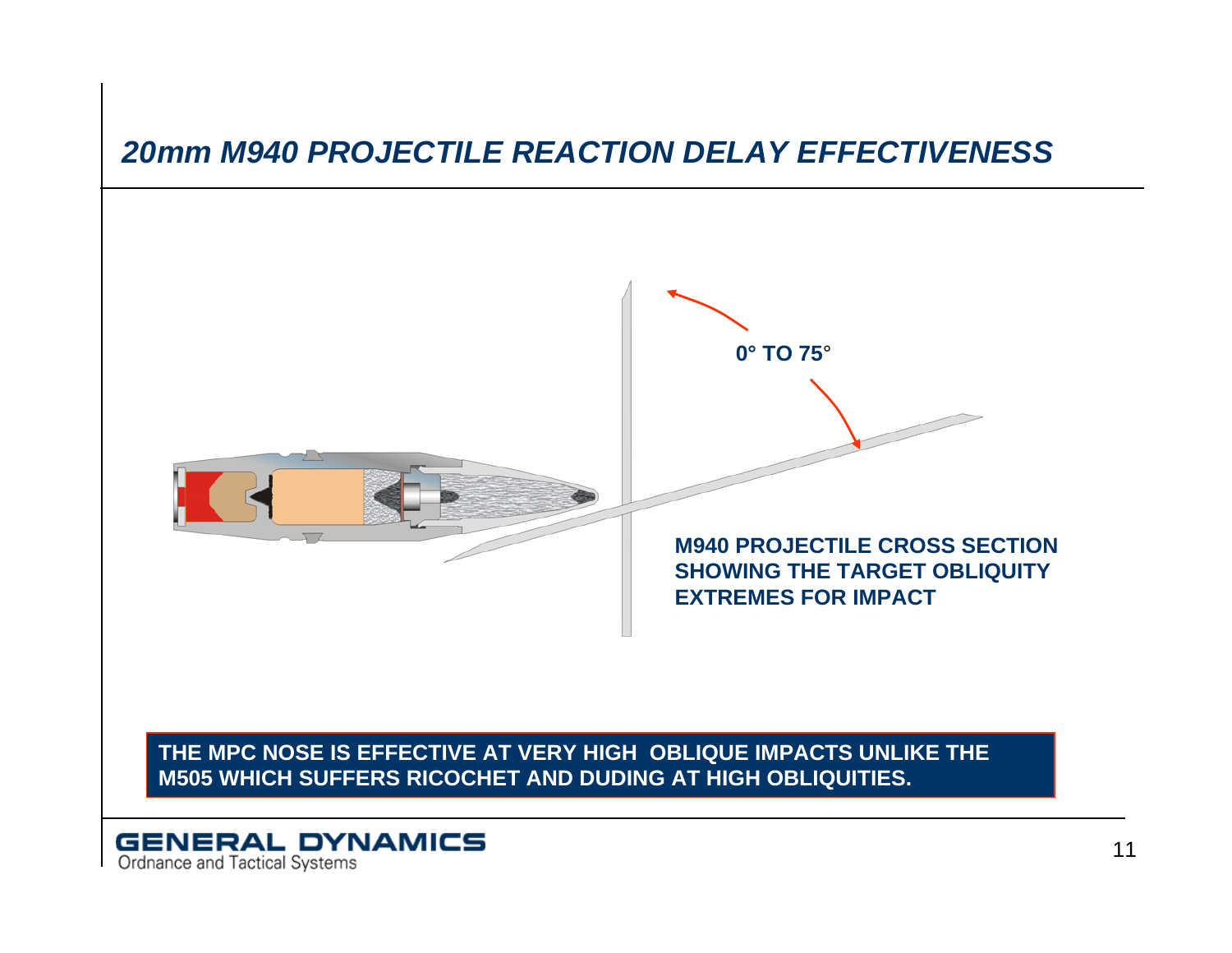# *20mm M940 PROJECTILE REACTION DELAY EFFECTIVENESS*

0° TO 75°

**M940 PROJECTILE CROSS SECTION SHOWING THE TARGET OBLIQUITY EXTREMES FOR IMPACT**

**THE MPC NOSE IS EFFECTIVE AT VERY HIGH OBLIQUE IMPACTS UNLIKE THE M505 WHICH SUFFERS RICOCHET AND DUDING AT HIGH OBLIQUITIES.**

GENERAL DYNAMICS
Ordnance and Tactical Systems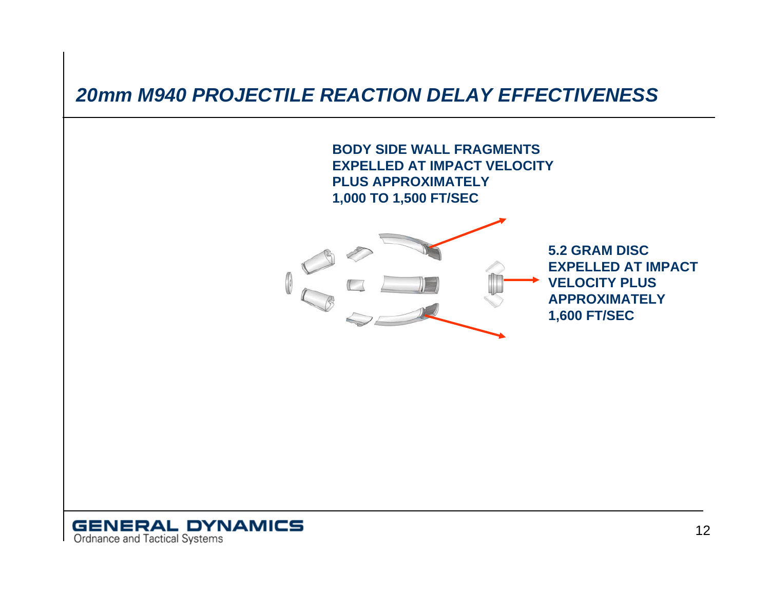# *20mm M940 PROJECTILE REACTION DELAY EFFECTIVENESS*

**BODY SIDE WALL FRAGMENTS EXPELLED AT IMPACT VELOCITY PLUS APPROXIMATELY 1,000 TO 1,500 FT/SEC**

**5.2 GRAM DISC EXPELLED AT IMPACT VELOCITY PLUS APPROXIMATELY 1,600 FT/SEC**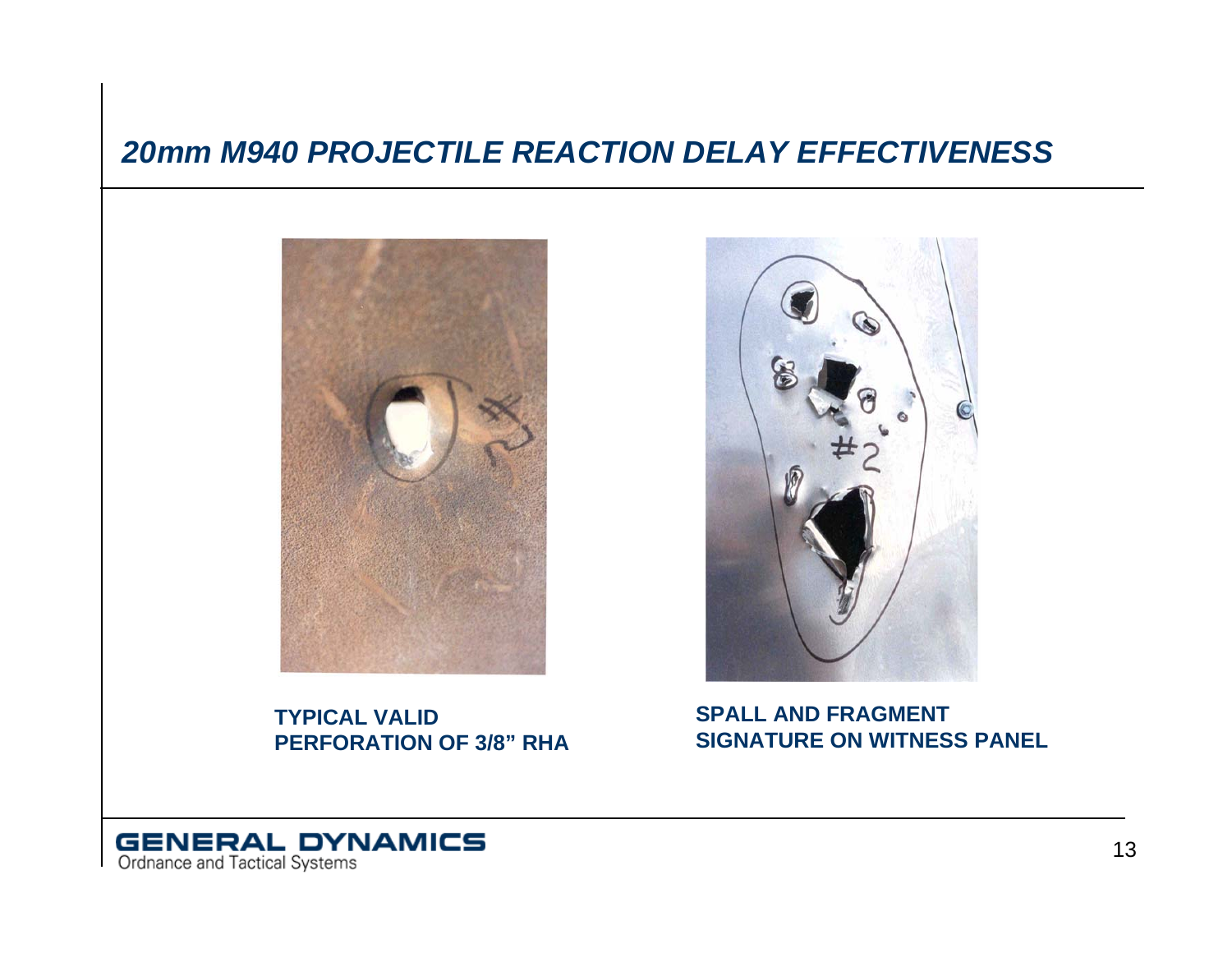## *20mm M940 PROJECTILE REACTION DELAY EFFECTIVENESS*

**TYPICAL VALID PERFORATION OF 3/8" RHA**

**SPALL AND FRAGMENT SIGNATURE ON WITNESS PANEL**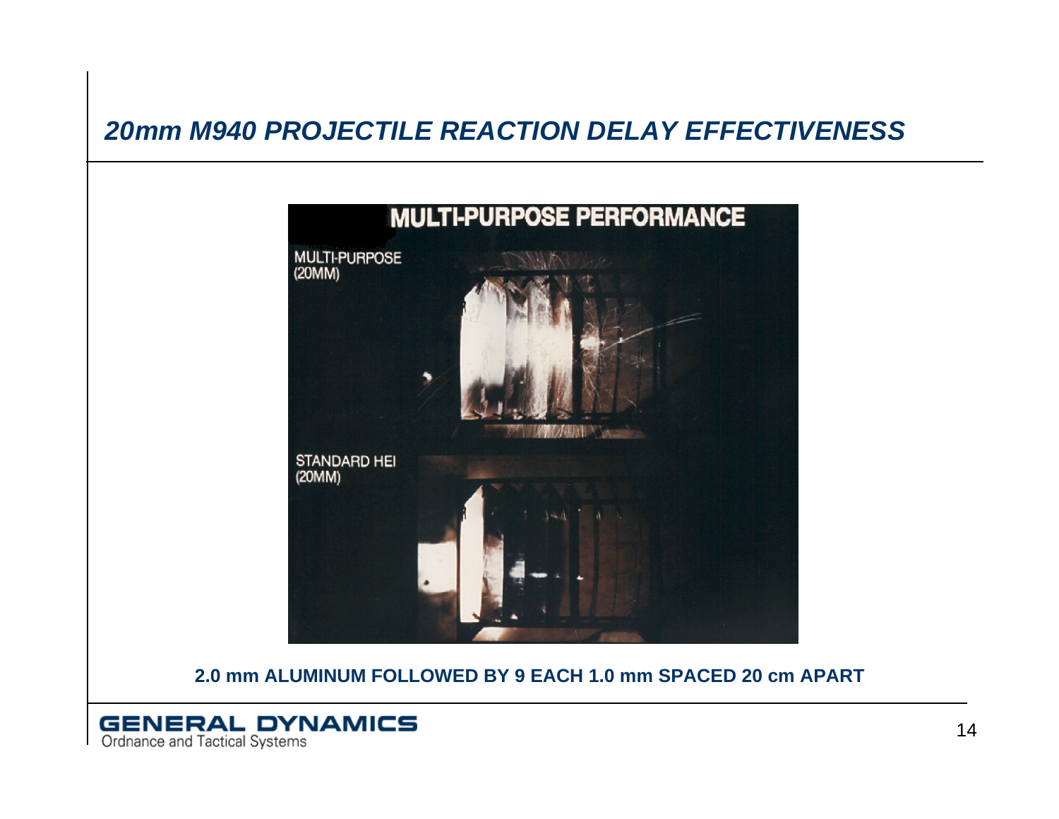## *20mm M940 PROJECTILE REACTION DELAY EFFECTIVENESS*

MULTI-PURPOSE PERFORMANCE

MULTI-PURPOSE (20MM)

STANDARD HEI (20MM)

**2.0 mm ALUMINUM FOLLOWED BY 9 EACH 1.0 mm SPACED 20 cm APART**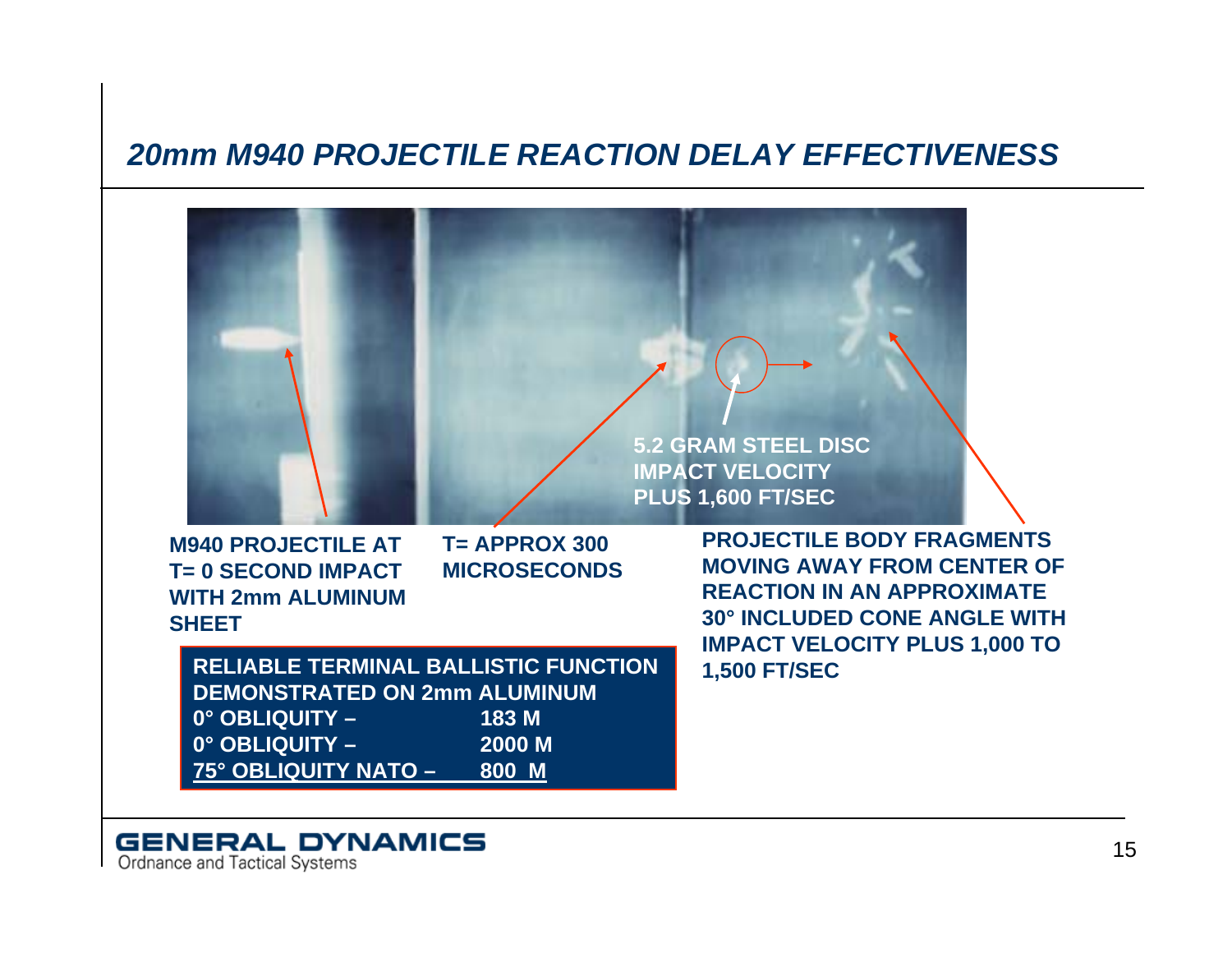## *20mm M940 PROJECTILE REACTION DELAY EFFECTIVENESS*

5.2 GRAM STEEL DISC IMPACT VELOCITY PLUS 1,600 FT/SEC

M940 PROJECTILE AT T= 0 SECOND IMPACT WITH 2mm ALUMINUM SHEET

T= APPROX 300 MICROSECONDS

PROJECTILE BODY FRAGMENTS MOVING AWAY FROM CENTER OF REACTION IN AN APPROXIMATE 30° INCLUDED CONE ANGLE WITH IMPACT VELOCITY PLUS 1,000 TO 1,500 FT/SEC

**RELIABLE TERMINAL BALLISTIC FUNCTION DEMONSTRATED ON 2mm ALUMINUM**

| | |
|---|---|
| 0° OBLIQUITY – | 183 M |
| 0° OBLIQUITY – | 2000 M |
| 75° OBLIQUITY NATO – | 800 M |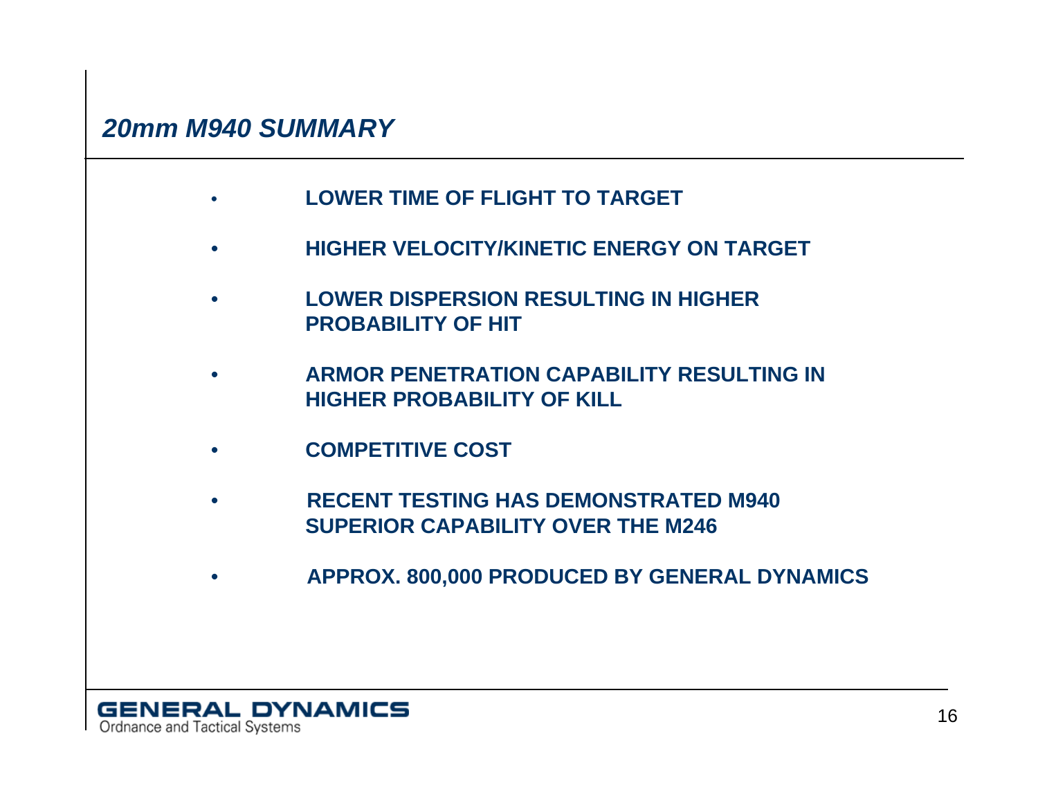## *20mm M940 SUMMARY*

- **LOWER TIME OF FLIGHT TO TARGET**
- **HIGHER VELOCITY/KINETIC ENERGY ON TARGET**
- **LOWER DISPERSION RESULTING IN HIGHER PROBABILITY OF HIT**
- **ARMOR PENETRATION CAPABILITY RESULTING IN HIGHER PROBABILITY OF KILL**
- **COMPETITIVE COST**
- **RECENT TESTING HAS DEMONSTRATED M940 SUPERIOR CAPABILITY OVER THE M246**
- **APPROX. 800,000 PRODUCED BY GENERAL DYNAMICS**

**GENERAL DYNAMICS**
Ordnance and Tactical Systems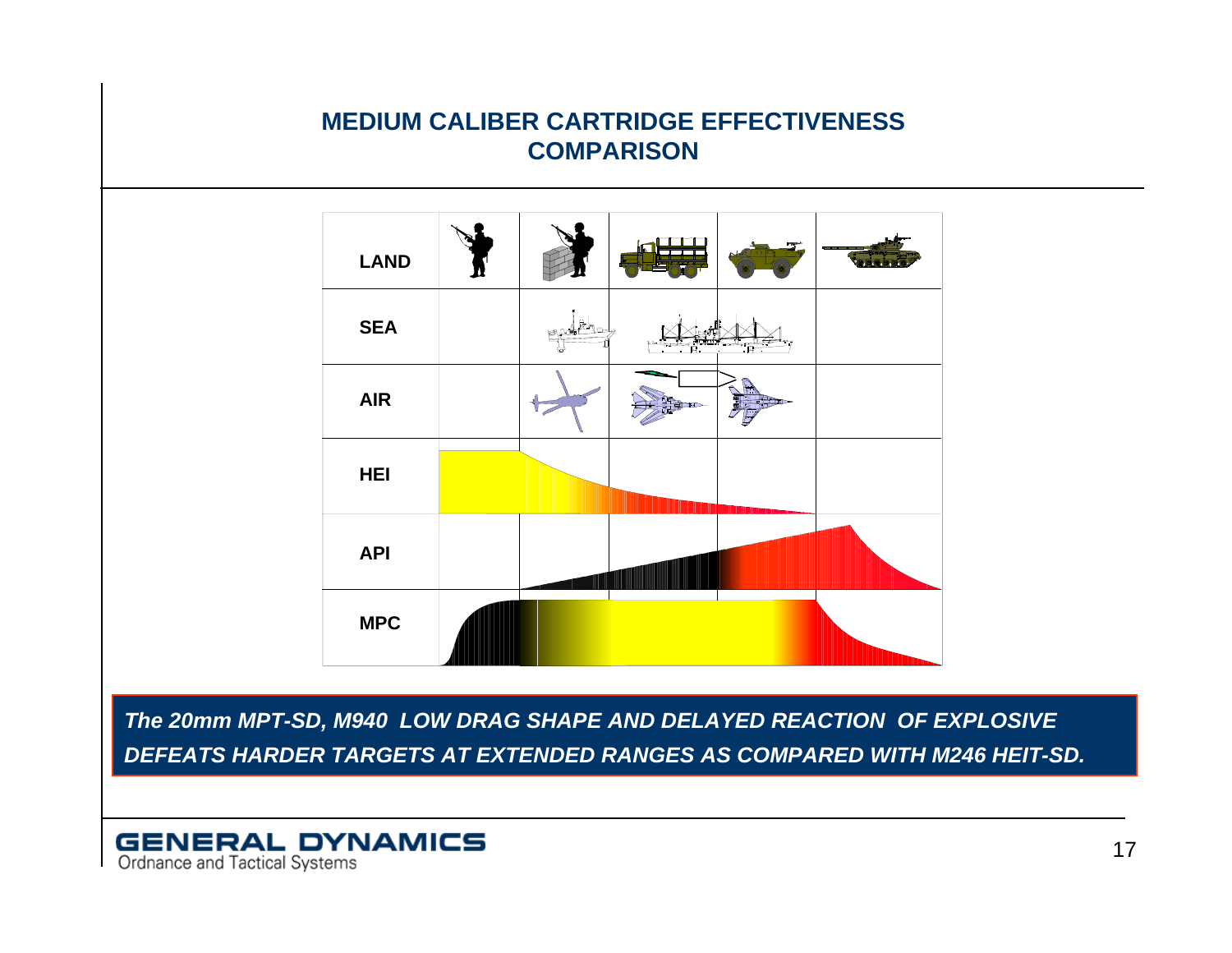# MEDIUM CALIBER CARTRIDGE EFFECTIVENESS COMPARISON

LAND

SEA

AIR

HEI

API

MPC

***The 20mm MPT-SD, M940 LOW DRAG SHAPE AND DELAYED REACTION OF EXPLOSIVE DEFEATS HARDER TARGETS AT EXTENDED RANGES AS COMPARED WITH M246 HEIT-SD.***

GENERAL DYNAMICS
Ordnance and Tactical Systems